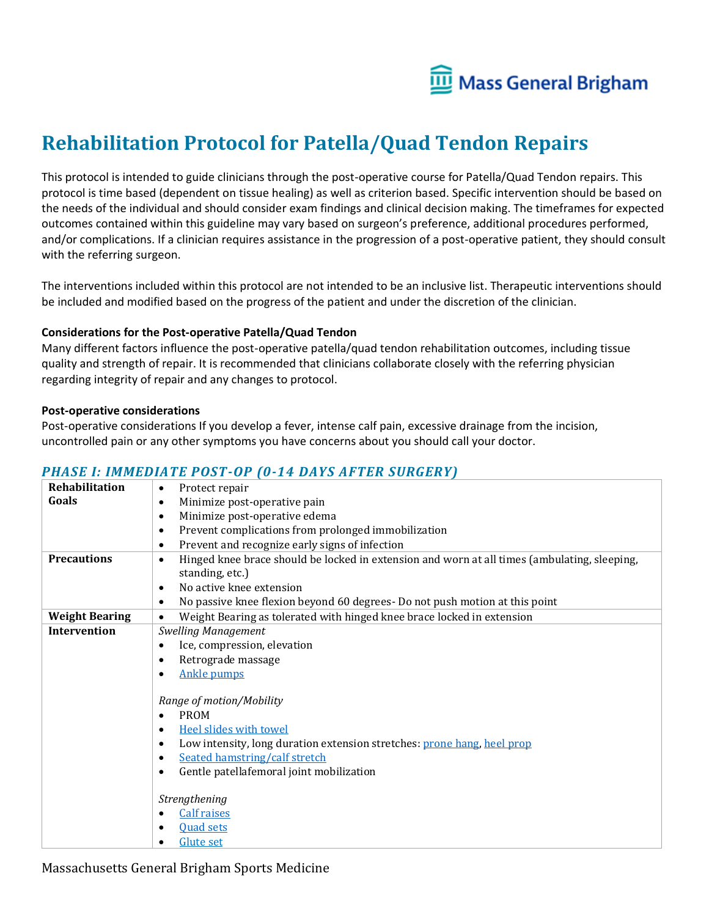# Rehabilitation Protocol for Patella/Quad Tendon Repairs

This protocol is intended to guide clinicians through the post-operative course for Patella/Quad Tendon repairs. This protocol is time based (dependent on tissue healing) as well as criterion based. Specific intervention should be based on the needs of the individual and should consider exam findings and clinical decision making. The timeframes for expected outcomes contained within this guideline may vary based on surgeon's preference, additional procedures performed, and/or complications. If a clinician requires assistance in the progression of a post-operative patient, they should consult with the referring surgeon.

The interventions included within this protocol are not intended to be an inclusive list. Therapeutic interventions should be included and modified based on the progress of the patient and under the discretion of the clinician.

**Considerations for the Post-operative Patella/Quad Tendon**

Many different factors influence the post-operative patella/quad tendon rehabilitation outcomes, including tissue quality and strength of repair. It is recommended that clinicians collaborate closely with the referring physician regarding integrity of repair and any changes to protocol.

**Post-operative considerations**

Post-operative considerations If you develop a fever, intense calf pain, excessive drainage from the incision, uncontrolled pain or any other symptoms you have concerns about you should call your doctor.

## *PHASE I: IMMEDIATE POST-OP (0-14 DAYS AFTER SURGERY)*

| | |
|---|---|
| **Rehabilitation Goals** | • Protect repair<br>• Minimize post-operative pain<br>• Minimize post-operative edema<br>• Prevent complications from prolonged immobilization<br>• Prevent and recognize early signs of infection |
| **Precautions** | • Hinged knee brace should be locked in extension and worn at all times (ambulating, sleeping, standing, etc.)<br>• No active knee extension<br>• No passive knee flexion beyond 60 degrees- Do not push motion at this point |
| **Weight Bearing** | • Weight Bearing as tolerated with hinged knee brace locked in extension |
| **Intervention** | *Swelling Management*<br>• Ice, compression, elevation<br>• Retrograde massage<br>• Ankle pumps<br><br>*Range of motion/Mobility*<br>• PROM<br>• Heel slides with towel<br>• Low intensity, long duration extension stretches: prone hang, heel prop<br>• Seated hamstring/calf stretch<br>• Gentle patellafemoral joint mobilization<br><br>*Strengthening*<br>• Calf raises<br>• Quad sets<br>• Glute set |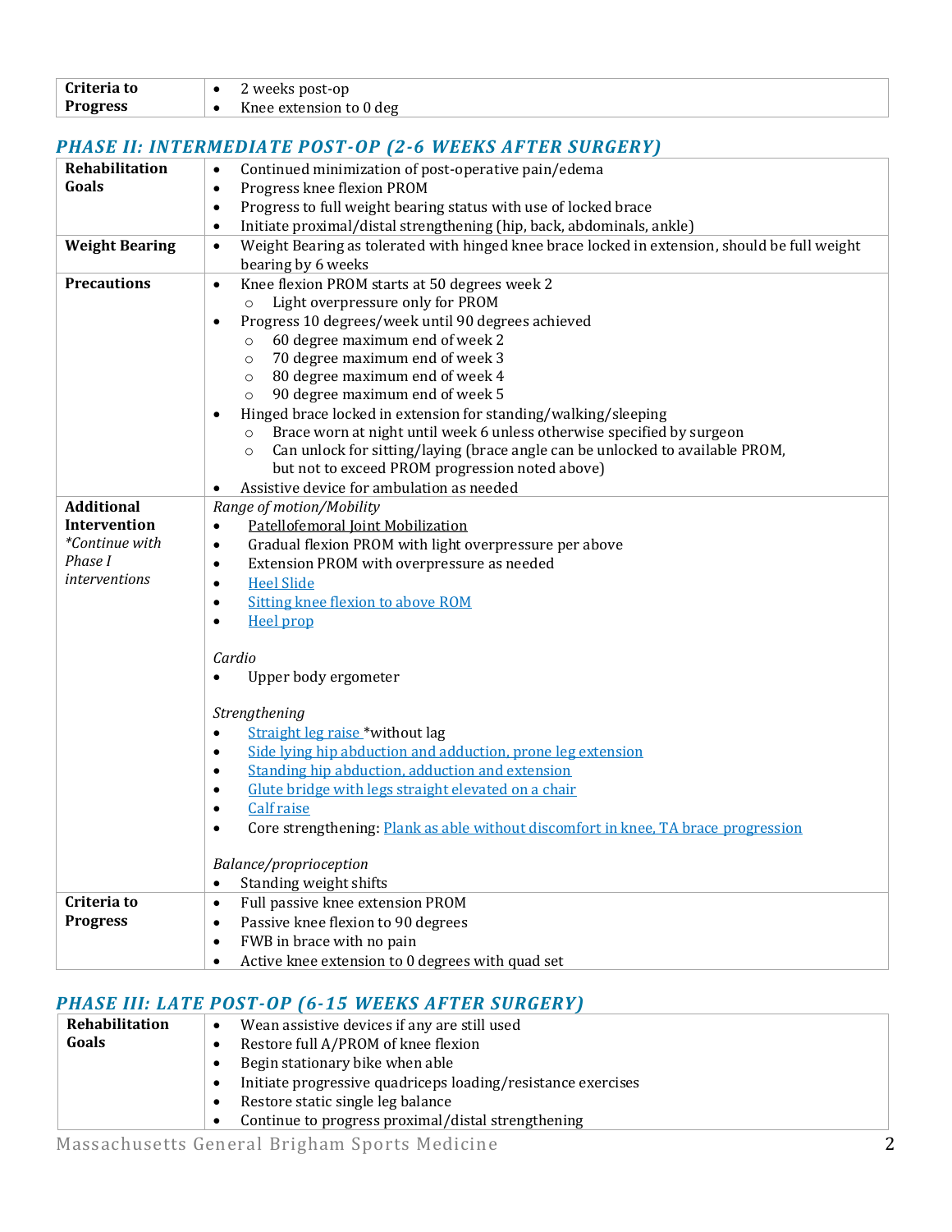| | |
|---|---|
| **Criteria to Progress** | • 2 weeks post-op<br>• Knee extension to 0 deg |

## *PHASE II: INTERMEDIATE POST-OP (2-6 WEEKS AFTER SURGERY)*

| | |
|---|---|
| **Rehabilitation Goals** | • Continued minimization of post-operative pain/edema<br>• Progress knee flexion PROM<br>• Progress to full weight bearing status with use of locked brace<br>• Initiate proximal/distal strengthening (hip, back, abdominals, ankle) |
| **Weight Bearing** | • Weight Bearing as tolerated with hinged knee brace locked in extension, should be full weight bearing by 6 weeks |
| **Precautions** | • Knee flexion PROM starts at 50 degrees week 2<br>  ○ Light overpressure only for PROM<br>• Progress 10 degrees/week until 90 degrees achieved<br>  ○ 60 degree maximum end of week 2<br>  ○ 70 degree maximum end of week 3<br>  ○ 80 degree maximum end of week 4<br>  ○ 90 degree maximum end of week 5<br>• Hinged brace locked in extension for standing/walking/sleeping<br>  ○ Brace worn at night until week 6 unless otherwise specified by surgeon<br>  ○ Can unlock for sitting/laying (brace angle can be unlocked to available PROM, but not to exceed PROM progression noted above)<br>• Assistive device for ambulation as needed |
| **Additional Intervention** *\*Continue with Phase I interventions* | *Range of motion/Mobility*<br>• Patellofemoral Joint Mobilization<br>• Gradual flexion PROM with light overpressure per above<br>• Extension PROM with overpressure as needed<br>• Heel Slide<br>• Sitting knee flexion to above ROM<br>• Heel prop<br><br>*Cardio*<br>• Upper body ergometer<br><br>*Strengthening*<br>• Straight leg raise *without lag<br>• Side lying hip abduction and adduction, prone leg extension<br>• Standing hip abduction, adduction and extension<br>• Glute bridge with legs straight elevated on a chair<br>• Calf raise<br>• Core strengthening: Plank as able without discomfort in knee, TA brace progression<br><br>*Balance/proprioception*<br>• Standing weight shifts |
| **Criteria to Progress** | • Full passive knee extension PROM<br>• Passive knee flexion to 90 degrees<br>• FWB in brace with no pain<br>• Active knee extension to 0 degrees with quad set |

## *PHASE III: LATE POST-OP (6-15 WEEKS AFTER SURGERY)*

| | |
|---|---|
| **Rehabilitation Goals** | • Wean assistive devices if any are still used<br>• Restore full A/PROM of knee flexion<br>• Begin stationary bike when able<br>• Initiate progressive quadriceps loading/resistance exercises<br>• Restore static single leg balance<br>• Continue to progress proximal/distal strengthening |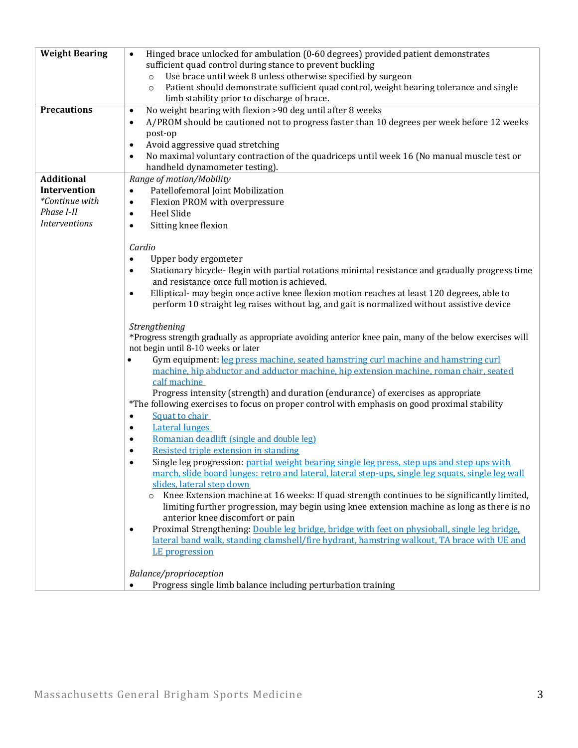| | |
|---|---|
| **Weight Bearing** | • Hinged brace unlocked for ambulation (0-60 degrees) provided patient demonstrates sufficient quad control during stance to prevent buckling<br>  ○ Use brace until week 8 unless otherwise specified by surgeon<br>  ○ Patient should demonstrate sufficient quad control, weight bearing tolerance and single limb stability prior to discharge of brace. |
| **Precautions** | • No weight bearing with flexion >90 deg until after 8 weeks<br>• A/PROM should be cautioned not to progress faster than 10 degrees per week before 12 weeks post-op<br>• Avoid aggressive quad stretching<br>• No maximal voluntary contraction of the quadriceps until week 16 (No manual muscle test or handheld dynamometer testing). |
| **Additional Intervention**<br>*\*Continue with Phase I-II Interventions* | *Range of motion/Mobility*<br>• Patellofemoral Joint Mobilization<br>• Flexion PROM with overpressure<br>• Heel Slide<br>• Sitting knee flexion<br><br>*Cardio*<br>• Upper body ergometer<br>• Stationary bicycle- Begin with partial rotations minimal resistance and gradually progress time and resistance once full motion is achieved.<br>• Elliptical- may begin once active knee flexion motion reaches at least 120 degrees, able to perform 10 straight leg raises without lag, and gait is normalized without assistive device<br><br>*Strengthening*<br>*Progress strength gradually as appropriate avoiding anterior knee pain, many of the below exercises will not begin until 8-10 weeks or later<br>• Gym equipment: leg press machine, seated hamstring curl machine and hamstring curl machine, hip abductor and adductor machine, hip extension machine, roman chair, seated calf machine<br>  Progress intensity (strength) and duration (endurance) of exercises as appropriate<br>*The following exercises to focus on proper control with emphasis on good proximal stability<br>• Squat to chair<br>• Lateral lunges<br>• Romanian deadlift (single and double leg)<br>• Resisted triple extension in standing<br>• Single leg progression: partial weight bearing single leg press, step ups and step ups with march, slide board lunges: retro and lateral, lateral step-ups, single leg squats, single leg wall slides, lateral step down<br>  ○ Knee Extension machine at 16 weeks: If quad strength continues to be significantly limited, limiting further progression, may begin using knee extension machine as long as there is no anterior knee discomfort or pain<br>• Proximal Strengthening: Double leg bridge, bridge with feet on physioball, single leg bridge, lateral band walk, standing clamshell/fire hydrant, hamstring walkout, TA brace with UE and LE progression<br><br>*Balance/proprioception*<br>• Progress single limb balance including perturbation training |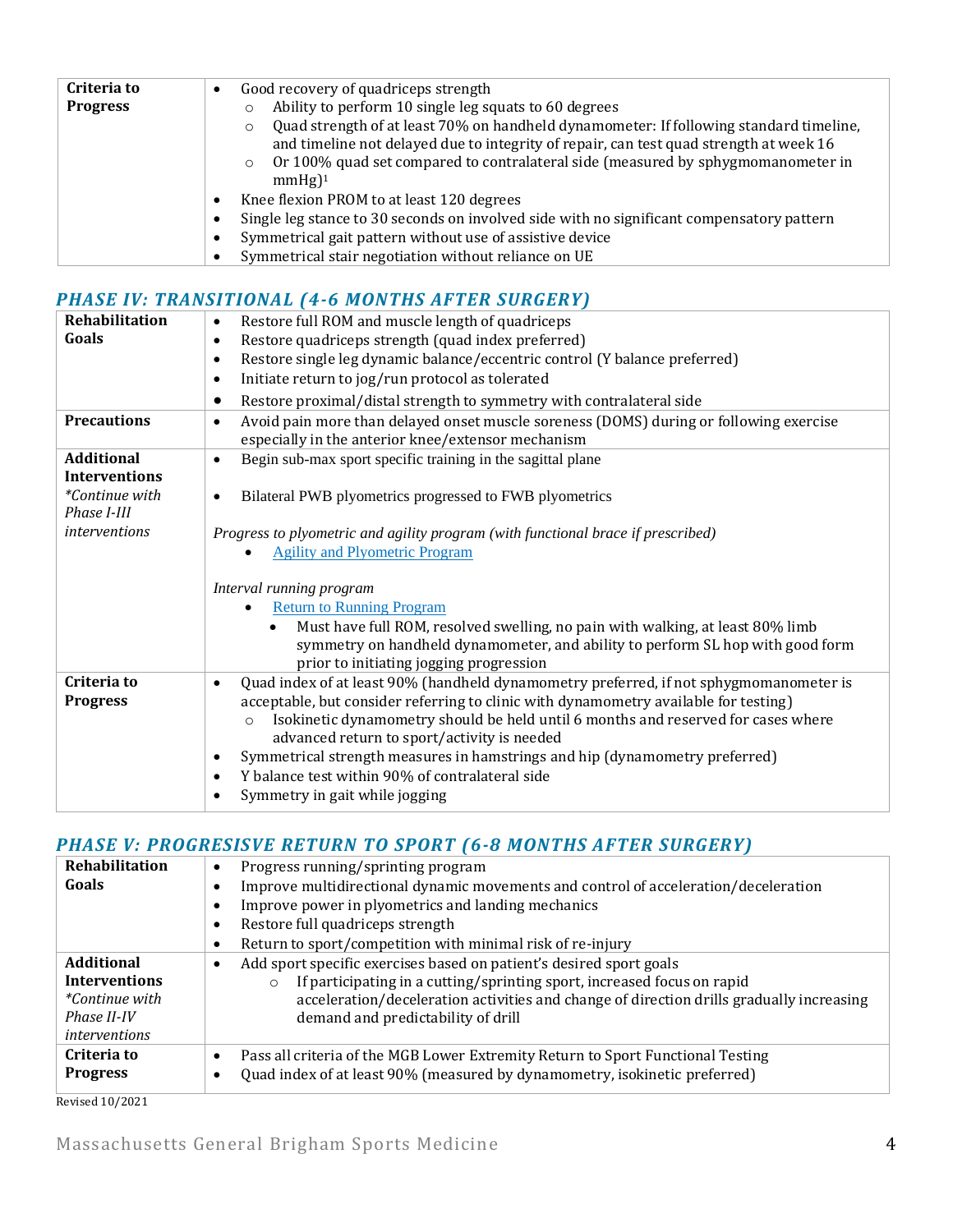| Criteria to Progress | • Good recovery of quadriceps strength<br>  ○ Ability to perform 10 single leg squats to 60 degrees<br>  ○ Quad strength of at least 70% on handheld dynamometer: If following standard timeline, and timeline not delayed due to integrity of repair, can test quad strength at week 16<br>  ○ Or 100% quad set compared to contralateral side (measured by sphygmomanometer in mmHg)[1]<br>• Knee flexion PROM to at least 120 degrees<br>• Single leg stance to 30 seconds on involved side with no significant compensatory pattern<br>• Symmetrical gait pattern without use of assistive device<br>• Symmetrical stair negotiation without reliance on UE |
|---|---|

## *PHASE IV: TRANSITIONAL (4-6 MONTHS AFTER SURGERY)*

| Rehabilitation Goals | • Restore full ROM and muscle length of quadriceps<br>• Restore quadriceps strength (quad index preferred)<br>• Restore single leg dynamic balance/eccentric control (Y balance preferred)<br>• Initiate return to jog/run protocol as tolerated<br>• Restore proximal/distal strength to symmetry with contralateral side |
|---|---|
| Precautions | • Avoid pain more than delayed onset muscle soreness (DOMS) during or following exercise especially in the anterior knee/extensor mechanism |
| Additional Interventions<br>*\*Continue with Phase I-III interventions* | • Begin sub-max sport specific training in the sagittal plane<br>• Bilateral PWB plyometrics progressed to FWB plyometrics<br><br>*Progress to plyometric and agility program (with functional brace if prescribed)*<br>  • Agility and Plyometric Program<br><br>*Interval running program*<br>  • Return to Running Program<br>    • Must have full ROM, resolved swelling, no pain with walking, at least 80% limb symmetry on handheld dynamometer, and ability to perform SL hop with good form prior to initiating jogging progression |
| Criteria to Progress | • Quad index of at least 90% (handheld dynamometry preferred, if not sphygmomanometer is acceptable, but consider referring to clinic with dynamometry available for testing)<br>  ○ Isokinetic dynamometry should be held until 6 months and reserved for cases where advanced return to sport/activity is needed<br>• Symmetrical strength measures in hamstrings and hip (dynamometry preferred)<br>• Y balance test within 90% of contralateral side<br>• Symmetry in gait while jogging |

## *PHASE V: PROGRESISVE RETURN TO SPORT (6-8 MONTHS AFTER SURGERY)*

| Rehabilitation Goals | • Progress running/sprinting program<br>• Improve multidirectional dynamic movements and control of acceleration/deceleration<br>• Improve power in plyometrics and landing mechanics<br>• Restore full quadriceps strength<br>• Return to sport/competition with minimal risk of re-injury |
|---|---|
| Additional Interventions<br>*\*Continue with Phase II-IV interventions* | • Add sport specific exercises based on patient's desired sport goals<br>  ○ If participating in a cutting/sprinting sport, increased focus on rapid acceleration/deceleration activities and change of direction drills gradually increasing demand and predictability of drill |
| Criteria to Progress | • Pass all criteria of the MGB Lower Extremity Return to Sport Functional Testing<br>• Quad index of at least 90% (measured by dynamometry, isokinetic preferred) |

Revised 10/2021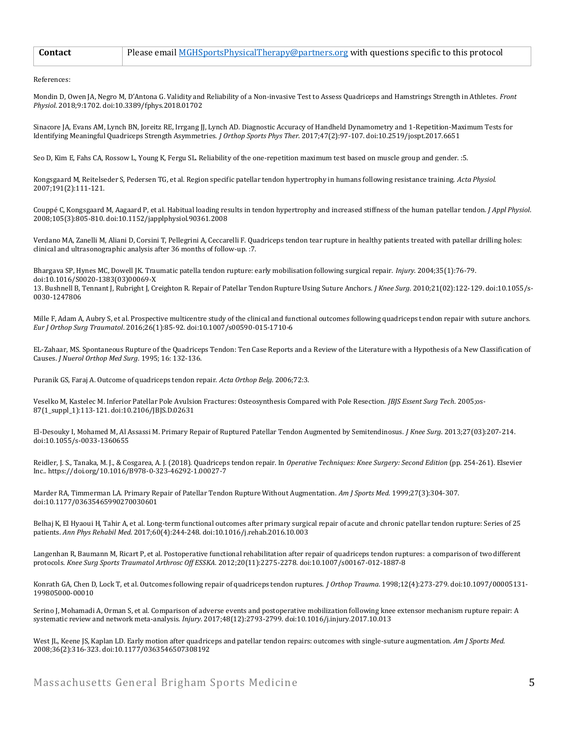| Contact | Please email [MGHSportsPhysicalTherapy@partners.org](mailto:MGHSportsPhysicalTherapy@partners.org) with questions specific to this protocol |
| --- | --- |

References:

Mondin D, Owen JA, Negro M, D'Antona G. Validity and Reliability of a Non-invasive Test to Assess Quadriceps and Hamstrings Strength in Athletes. *Front Physiol*. 2018;9:1702. doi:10.3389/fphys.2018.01702

Sinacore JA, Evans AM, Lynch BN, Joreitz RE, Irrgang JJ, Lynch AD. Diagnostic Accuracy of Handheld Dynamometry and 1-Repetition-Maximum Tests for Identifying Meaningful Quadriceps Strength Asymmetries. *J Orthop Sports Phys Ther*. 2017;47(2):97-107. doi:10.2519/jospt.2017.6651

Seo D, Kim E, Fahs CA, Rossow L, Young K, Fergu SL. Reliability of the one-repetition maximum test based on muscle group and gender. :5.

Kongsgaard M, Reitelseder S, Pedersen TG, et al. Region specific patellar tendon hypertrophy in humans following resistance training. *Acta Physiol*. 2007;191(2):111-121.

Couppé C, Kongsgaard M, Aagaard P, et al. Habitual loading results in tendon hypertrophy and increased stiffness of the human patellar tendon. *J Appl Physiol*. 2008;105(3):805-810. doi:10.1152/japplphysiol.90361.2008

Verdano MA, Zanelli M, Aliani D, Corsini T, Pellegrini A, Ceccarelli F. Quadriceps tendon tear rupture in healthy patients treated with patellar drilling holes: clinical and ultrasonographic analysis after 36 months of follow-up. :7.

Bhargava SP, Hynes MC, Dowell JK. Traumatic patella tendon rupture: early mobilisation following surgical repair. *Injury*. 2004;35(1):76-79. doi:10.1016/S0020-1383(03)00069-X
13. Bushnell B, Tennant J, Rubright J, Creighton R. Repair of Patellar Tendon Rupture Using Suture Anchors. *J Knee Surg*. 2010;21(02):122-129. doi:10.1055/s-0030-1247806

Mille F, Adam A, Aubry S, et al. Prospective multicentre study of the clinical and functional outcomes following quadriceps tendon repair with suture anchors. *Eur J Orthop Surg Traumatol*. 2016;26(1):85-92. doi:10.1007/s00590-015-1710-6

EL-Zahaar, MS. Spontaneous Rupture of the Quadriceps Tendon: Ten Case Reports and a Review of the Literature with a Hypothesis of a New Classification of Causes. *J Nuerol Orthop Med Surg*. 1995; 16: 132-136.

Puranik GS, Faraj A. Outcome of quadriceps tendon repair. *Acta Orthop Belg*. 2006;72:3.

Veselko M, Kastelec M. Inferior Patellar Pole Avulsion Fractures: Osteosynthesis Compared with Pole Resection. *JBJS Essent Surg Tech*. 2005;os-87(1_suppl_1):113-121. doi:10.2106/JBJS.D.02631

El-Desouky I, Mohamed M, Al Assassi M. Primary Repair of Ruptured Patellar Tendon Augmented by Semitendinosus. *J Knee Surg*. 2013;27(03):207-214. doi:10.1055/s-0033-1360655

Reidler, J. S., Tanaka, M. J., & Cosgarea, A. J. (2018). Quadriceps tendon repair. In *Operative Techniques: Knee Surgery: Second Edition* (pp. 254-261). Elsevier Inc.. https://doi.org/10.1016/B978-0-323-46292-1.00027-7

Marder RA, Timmerman LA. Primary Repair of Patellar Tendon Rupture Without Augmentation. *Am J Sports Med*. 1999;27(3):304-307. doi:10.1177/03635465990270030601

Belhaj K, El Hyaoui H, Tahir A, et al. Long-term functional outcomes after primary surgical repair of acute and chronic patellar tendon rupture: Series of 25 patients. *Ann Phys Rehabil Med*. 2017;60(4):244-248. doi:10.1016/j.rehab.2016.10.003

Langenhan R, Baumann M, Ricart P, et al. Postoperative functional rehabilitation after repair of quadriceps tendon ruptures: a comparison of two different protocols. *Knee Surg Sports Traumatol Arthrosc Off ESSKA*. 2012;20(11):2275-2278. doi:10.1007/s00167-012-1887-8

Konrath GA, Chen D, Lock T, et al. Outcomes following repair of quadriceps tendon ruptures. *J Orthop Trauma*. 1998;12(4):273-279. doi:10.1097/00005131-199805000-00010

Serino J, Mohamadi A, Orman S, et al. Comparison of adverse events and postoperative mobilization following knee extensor mechanism rupture repair: A systematic review and network meta-analysis. *Injury*. 2017;48(12):2793-2799. doi:10.1016/j.injury.2017.10.013

West JL, Keene JS, Kaplan LD. Early motion after quadriceps and patellar tendon repairs: outcomes with single-suture augmentation. *Am J Sports Med*. 2008;36(2):316-323. doi:10.1177/0363546507308192